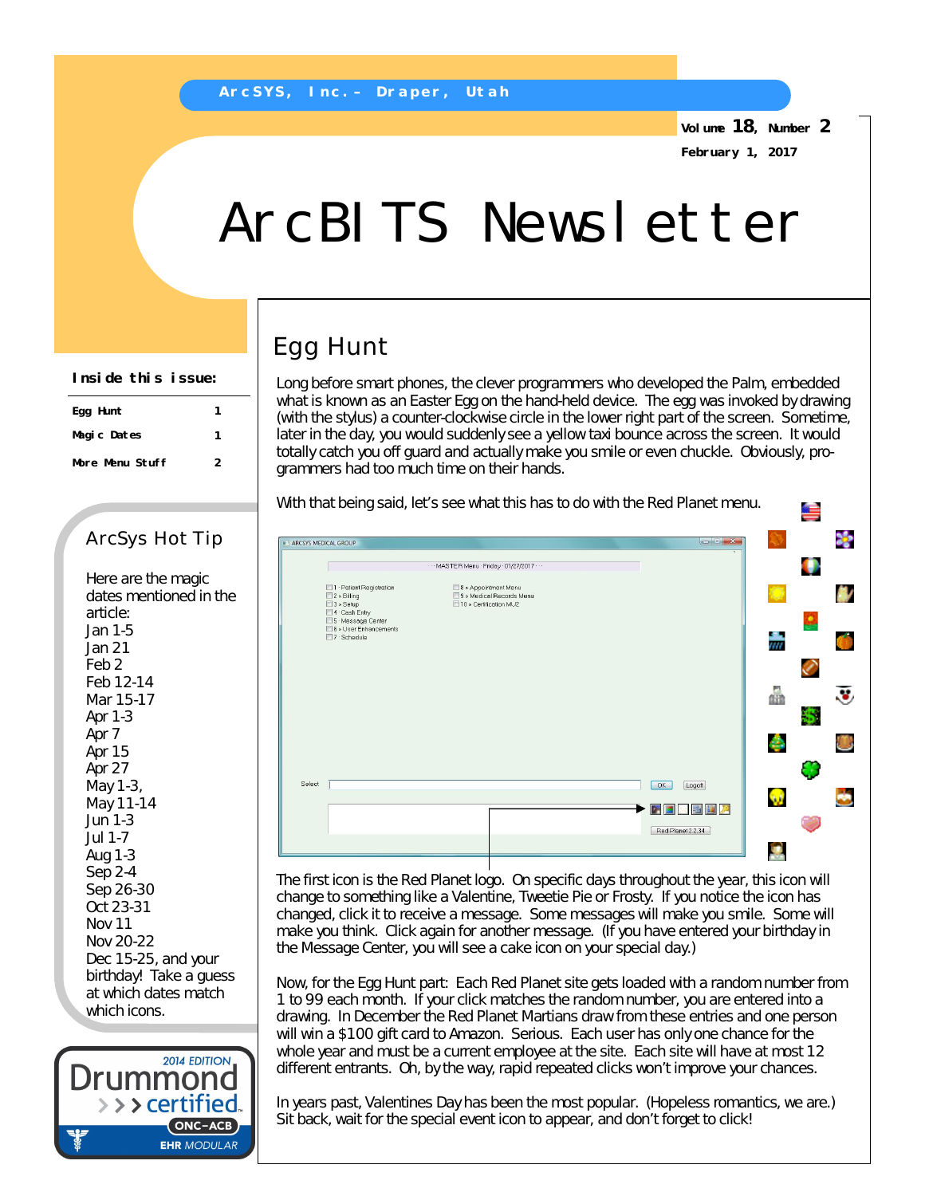ArcSYS, Inc. – Draper, Utah

Volume 18, Number 2

February 1, 2017

# ArcBITS Newsletter

**Inside this issue:**

| | |
|---|---|
| Egg Hunt | 1 |
| Magic Dates | 1 |
| More Menu Stuff | 2 |

## ArcSys Hot Tip

Here are the magic dates mentioned in the article:
Jan 1-5
Jan 21
Feb 2
Feb 12-14
Mar 15-17
Apr 1-3
Apr 7
Apr 15
Apr 27
May 1-3,
May 11-14
Jun 1-3
Jul 1-7
Aug 1-3
Sep 2-4
Sep 26-30
Oct 23-31
Nov 11
Nov 20-22
Dec 15-25, and your birthday! Take a guess at which dates match which icons.

2014 EDITION Drummond certified ONC-ACB EHR MODULAR

## Egg Hunt

Long before smart phones, the clever programmers who developed the Palm, embedded what is known as an Easter Egg on the hand-held device. The egg was invoked by drawing (with the stylus) a counter-clockwise circle in the lower right part of the screen. Sometime, later in the day, you would suddenly see a yellow taxi bounce across the screen. It would totally catch you off guard and actually make you smile or even chuckle. Obviously, programmers had too much time on their hands.

With that being said, let's see what this has to do with the Red Planet menu.

The first icon is the Red Planet logo. On specific days throughout the year, this icon will change to something like a Valentine, Tweetie Pie or Frosty. If you notice the icon has changed, click it to receive a message. Some messages will make you smile. Some will make you think. Click again for another message. (If you have entered your birthday in the Message Center, you will see a cake icon on your special day.)

Now, for the Egg Hunt part: Each Red Planet site gets loaded with a random number from 1 to 99 each month. If your click matches the random number, you are entered into a drawing. In December the Red Planet Martians draw from these entries and one person will win a $100 gift card to Amazon. Serious. Each user has only one chance for the whole year and must be a current employee at the site. Each site will have at most 12 different entrants. Oh, by the way, rapid repeated clicks won't improve your chances.

In years past, Valentines Day has been the most popular. (Hopeless romantics, we are.) Sit back, wait for the special event icon to appear, and don't forget to click!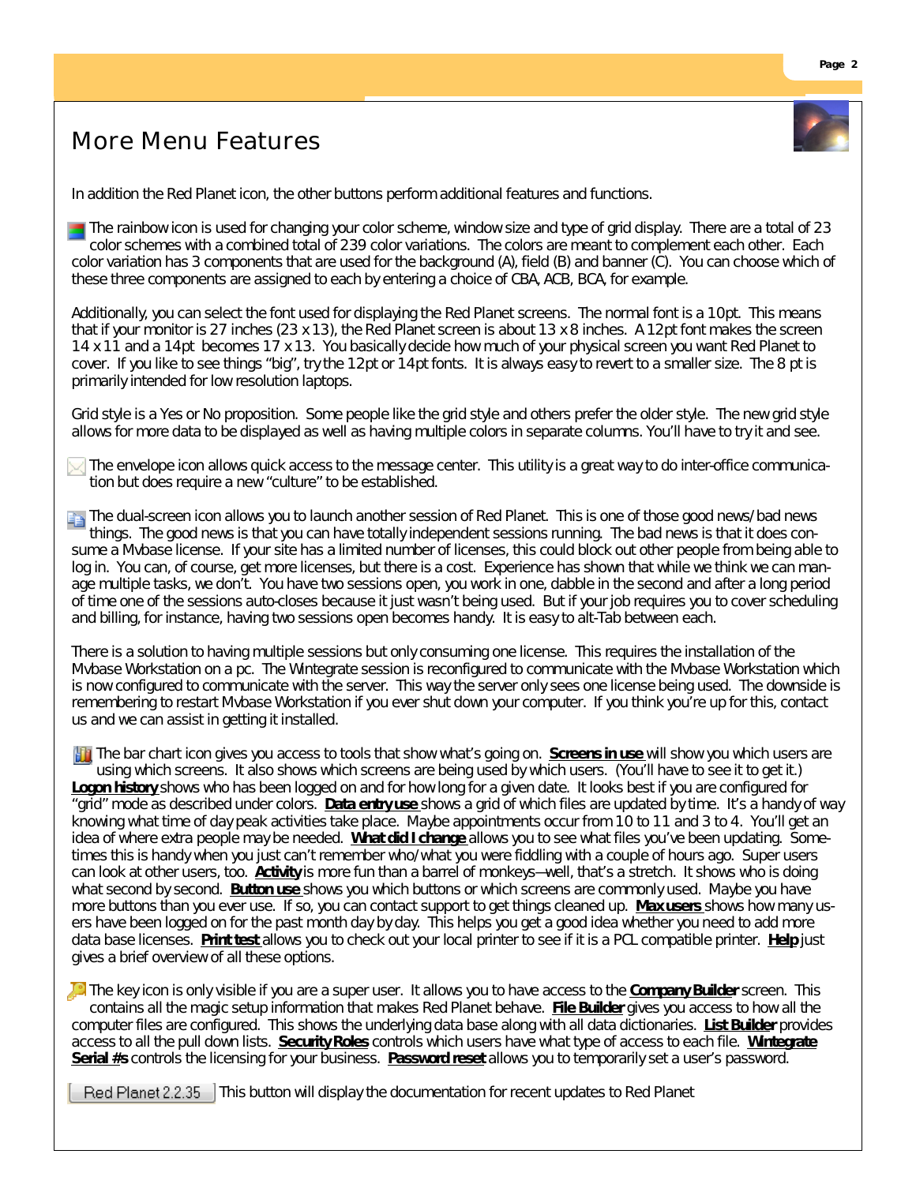# More Menu Features

In addition the Red Planet icon, the other buttons perform additional features and functions.

The rainbow icon is used for changing your color scheme, window size and type of grid display. There are a total of 23 color schemes with a combined total of 239 color variations. The colors are meant to complement each other. Each color variation has 3 components that are used for the background (A), field (B) and banner (C). You can choose which of these three components are assigned to each by entering a choice of CBA, ACB, BCA, for example.

Additionally, you can select the font used for displaying the Red Planet screens. The normal font is a 10pt. This means that if your monitor is 27 inches (23 x 13), the Red Planet screen is about 13 x 8 inches. A 12pt font makes the screen 14 x 11 and a 14pt becomes 17 x 13. You basically decide how much of your physical screen you want Red Planet to cover. If you like to see things "big", try the 12pt or 14pt fonts. It is always easy to revert to a smaller size. The 8 pt is primarily intended for low resolution laptops.

Grid style is a Yes or No proposition. Some people like the grid style and others prefer the older style. The new grid style allows for more data to be displayed as well as having multiple colors in separate columns. You'll have to try it and see.

The envelope icon allows quick access to the message center. This utility is a great way to do inter-office communication but does require a new "culture" to be established.

The dual-screen icon allows you to launch another session of Red Planet. This is one of those good news/bad news things. The good news is that you can have totally independent sessions running. The bad news is that it does consume a Mvbase license. If your site has a limited number of licenses, this could block out other people from being able to log in. You can, of course, get more licenses, but there is a cost. Experience has shown that while we think we can manage multiple tasks, we don't. You have two sessions open, you work in one, dabble in the second and after a long period of time one of the sessions auto-closes because it just wasn't being used. But if your job requires you to cover scheduling and billing, for instance, having two sessions open becomes handy. It is easy to alt-Tab between each.

There is a solution to having multiple sessions but only consuming one license. This requires the installation of the Mvbase Workstation on a pc. The Wintegrate session is reconfigured to communicate with the Mvbase Workstation which is now configured to communicate with the server. This way the server only sees one license being used. The downside is remembering to restart Mvbase Workstation if you ever shut down your computer. If you think you're up for this, contact us and we can assist in getting it installed.

The bar chart icon gives you access to tools that show what's going on. **Screens in use** will show you which users are using which screens. It also shows which screens are being used by which users. (You'll have to see it to get it.) **Logon history** shows who has been logged on and for how long for a given date. It looks best if you are configured for "grid" mode as described under colors. **Data entry use** shows a grid of which files are updated by time. It's a handy of way knowing what time of day peak activities take place. Maybe appointments occur from 10 to 11 and 3 to 4. You'll get an idea of where extra people may be needed. **What did I change** allows you to see what files you've been updating. Sometimes this is handy when you just can't remember who/what you were fiddling with a couple of hours ago. Super users can look at other users, too. **Activity** is more fun than a barrel of monkeys—well, that's a stretch. It shows who is doing what second by second. **Button use** shows you which buttons or which screens are commonly used. Maybe you have more buttons than you ever use. If so, you can contact support to get things cleaned up. **Max users** shows how many users have been logged on for the past month day by day. This helps you get a good idea whether you need to add more data base licenses. **Print test** allows you to check out your local printer to see if it is a PCL compatible printer. **Help** just gives a brief overview of all these options.

The key icon is only visible if you are a super user. It allows you to have access to the **Company Builder** screen. This contains all the magic setup information that makes Red Planet behave. **File Builder** gives you access to how all the computer files are configured. This shows the underlying data base along with all data dictionaries. **List Builder** provides access to all the pull down lists. **Security Roles** controls which users have what type of access to each file. **Wintegrate Serial #s** controls the licensing for your business. **Password reset** allows you to temporarily set a user's password.

Red Planet 2.2.35 — This button will display the documentation for recent updates to Red Planet